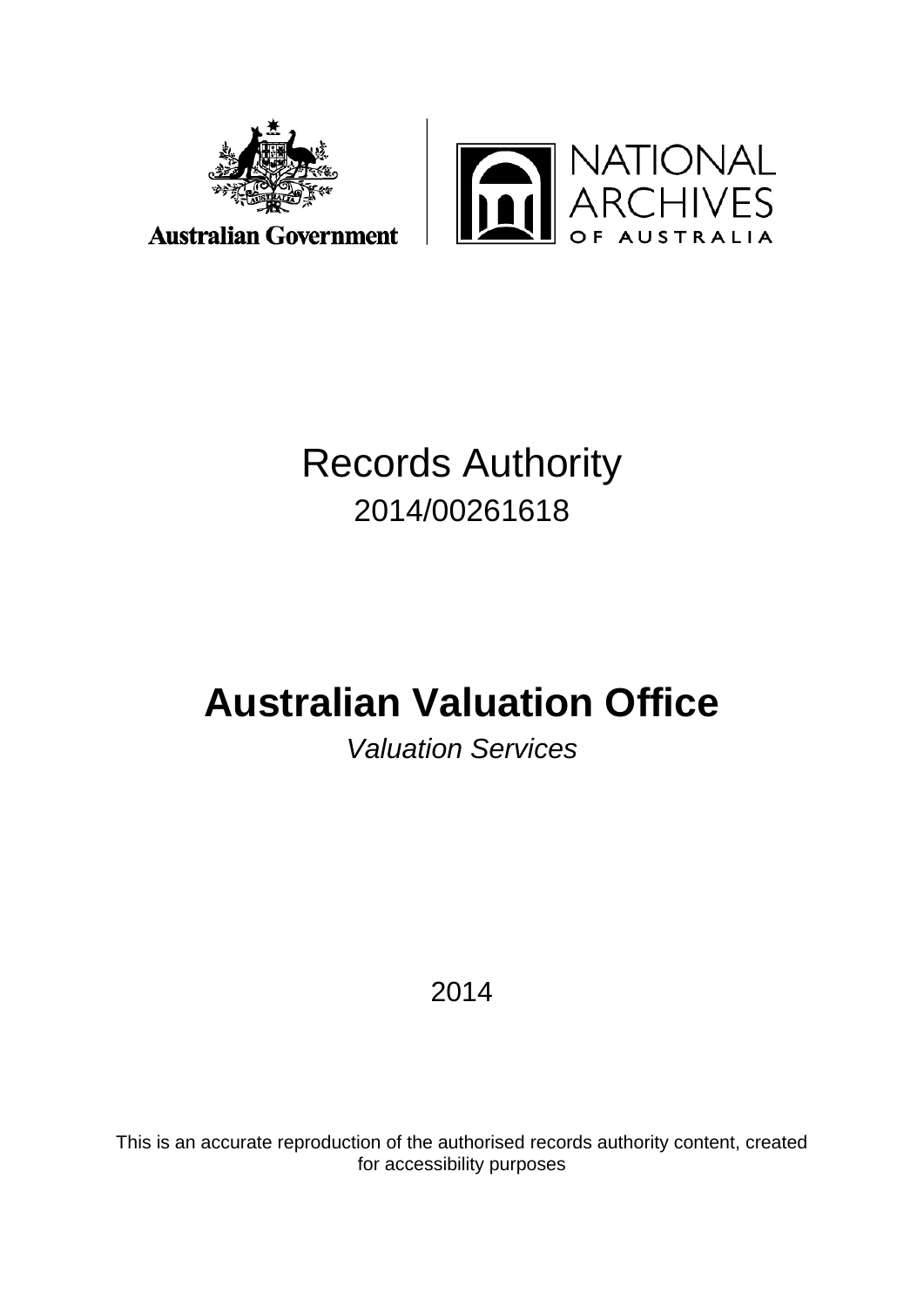Australian Government

NATIONAL ARCHIVES OF AUSTRALIA

# Records Authority

2014/00261618

# Australian Valuation Office

*Valuation Services*

2014

This is an accurate reproduction of the authorised records authority content, created for accessibility purposes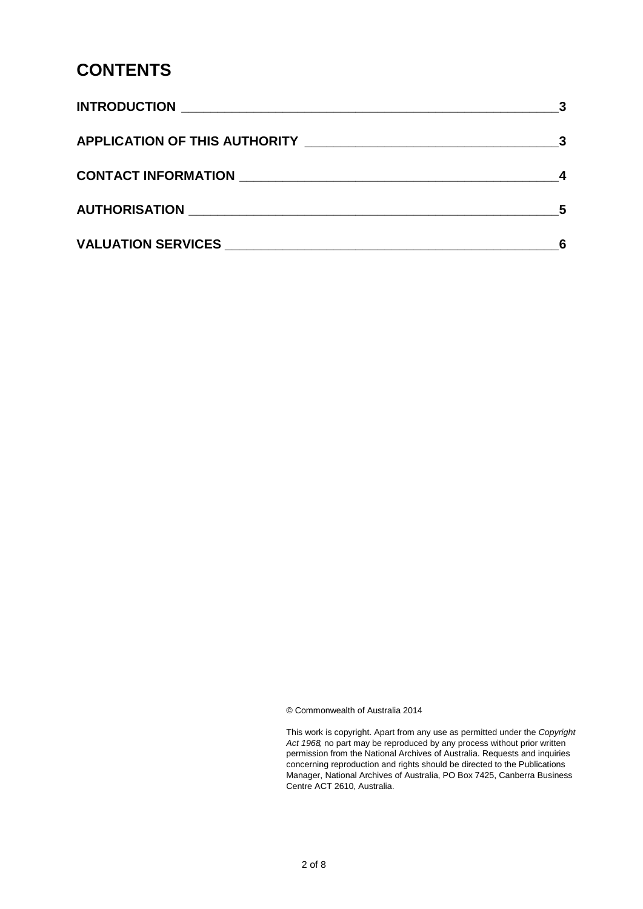# CONTENTS

| | |
|---|---|
| **INTRODUCTION** | **3** |
| **APPLICATION OF THIS AUTHORITY** | **3** |
| **CONTACT INFORMATION** | **4** |
| **AUTHORISATION** | **5** |
| **VALUATION SERVICES** | **6** |

© Commonwealth of Australia 2014

This work is copyright. Apart from any use as permitted under the *Copyright Act 1968*, no part may be reproduced by any process without prior written permission from the National Archives of Australia. Requests and inquiries concerning reproduction and rights should be directed to the Publications Manager, National Archives of Australia, PO Box 7425, Canberra Business Centre ACT 2610, Australia.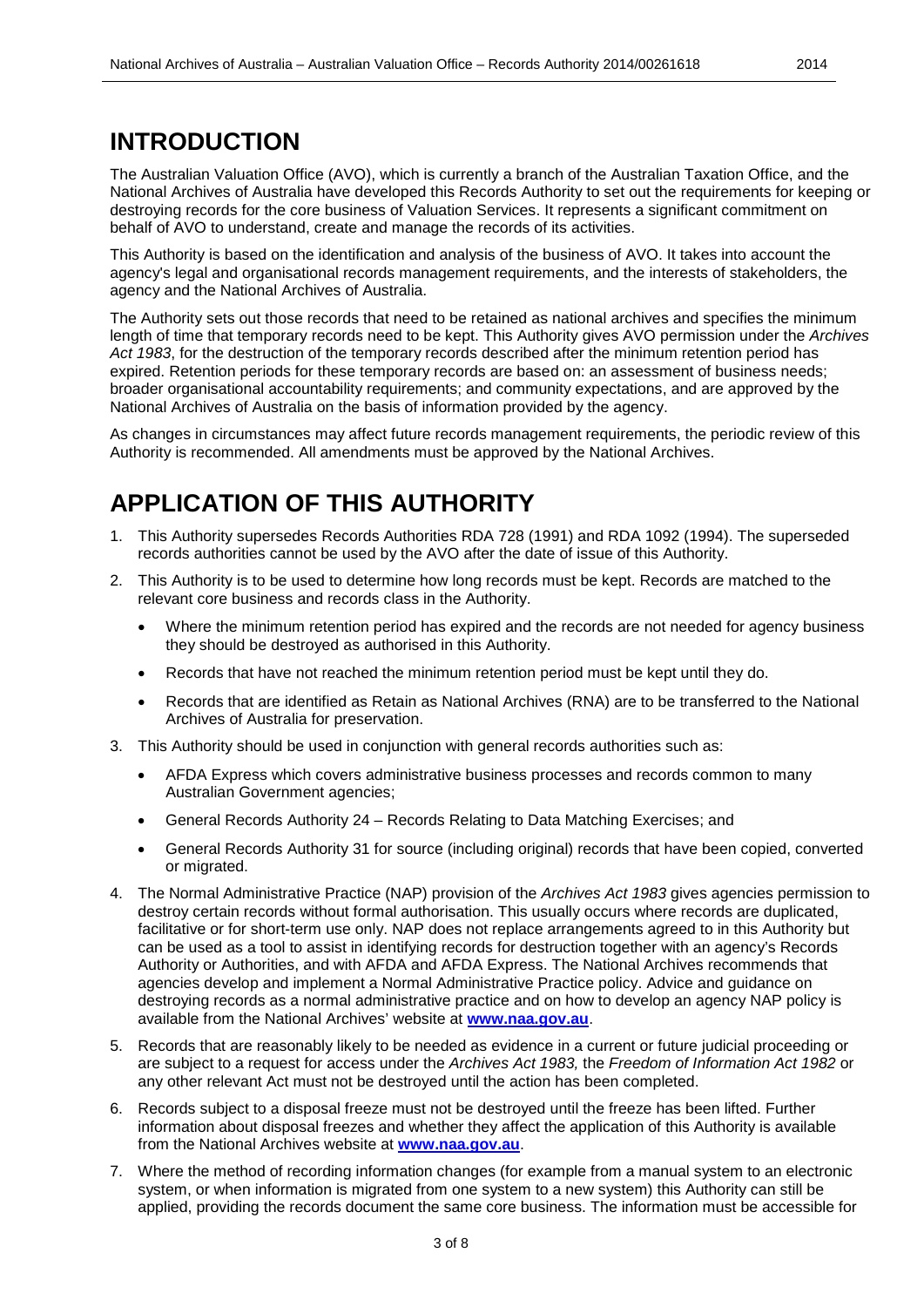# INTRODUCTION

The Australian Valuation Office (AVO), which is currently a branch of the Australian Taxation Office, and the National Archives of Australia have developed this Records Authority to set out the requirements for keeping or destroying records for the core business of Valuation Services. It represents a significant commitment on behalf of AVO to understand, create and manage the records of its activities.

This Authority is based on the identification and analysis of the business of AVO. It takes into account the agency's legal and organisational records management requirements, and the interests of stakeholders, the agency and the National Archives of Australia.

The Authority sets out those records that need to be retained as national archives and specifies the minimum length of time that temporary records need to be kept. This Authority gives AVO permission under the *Archives Act 1983*, for the destruction of the temporary records described after the minimum retention period has expired. Retention periods for these temporary records are based on: an assessment of business needs; broader organisational accountability requirements; and community expectations, and are approved by the National Archives of Australia on the basis of information provided by the agency.

As changes in circumstances may affect future records management requirements, the periodic review of this Authority is recommended. All amendments must be approved by the National Archives.

# APPLICATION OF THIS AUTHORITY

1. This Authority supersedes Records Authorities RDA 728 (1991) and RDA 1092 (1994). The superseded records authorities cannot be used by the AVO after the date of issue of this Authority.
2. This Authority is to be used to determine how long records must be kept. Records are matched to the relevant core business and records class in the Authority.
   - Where the minimum retention period has expired and the records are not needed for agency business they should be destroyed as authorised in this Authority.
   - Records that have not reached the minimum retention period must be kept until they do.
   - Records that are identified as Retain as National Archives (RNA) are to be transferred to the National Archives of Australia for preservation.
3. This Authority should be used in conjunction with general records authorities such as:
   - AFDA Express which covers administrative business processes and records common to many Australian Government agencies;
   - General Records Authority 24 – Records Relating to Data Matching Exercises; and
   - General Records Authority 31 for source (including original) records that have been copied, converted or migrated.
4. The Normal Administrative Practice (NAP) provision of the *Archives Act 1983* gives agencies permission to destroy certain records without formal authorisation. This usually occurs where records are duplicated, facilitative or for short-term use only. NAP does not replace arrangements agreed to in this Authority but can be used as a tool to assist in identifying records for destruction together with an agency's Records Authority or Authorities, and with AFDA and AFDA Express. The National Archives recommends that agencies develop and implement a Normal Administrative Practice policy. Advice and guidance on destroying records as a normal administrative practice and on how to develop an agency NAP policy is available from the National Archives' website at **www.naa.gov.au**.
5. Records that are reasonably likely to be needed as evidence in a current or future judicial proceeding or are subject to a request for access under the *Archives Act 1983,* the *Freedom of Information Act 1982* or any other relevant Act must not be destroyed until the action has been completed.
6. Records subject to a disposal freeze must not be destroyed until the freeze has been lifted. Further information about disposal freezes and whether they affect the application of this Authority is available from the National Archives website at **www.naa.gov.au**.
7. Where the method of recording information changes (for example from a manual system to an electronic system, or when information is migrated from one system to a new system) this Authority can still be applied, providing the records document the same core business. The information must be accessible for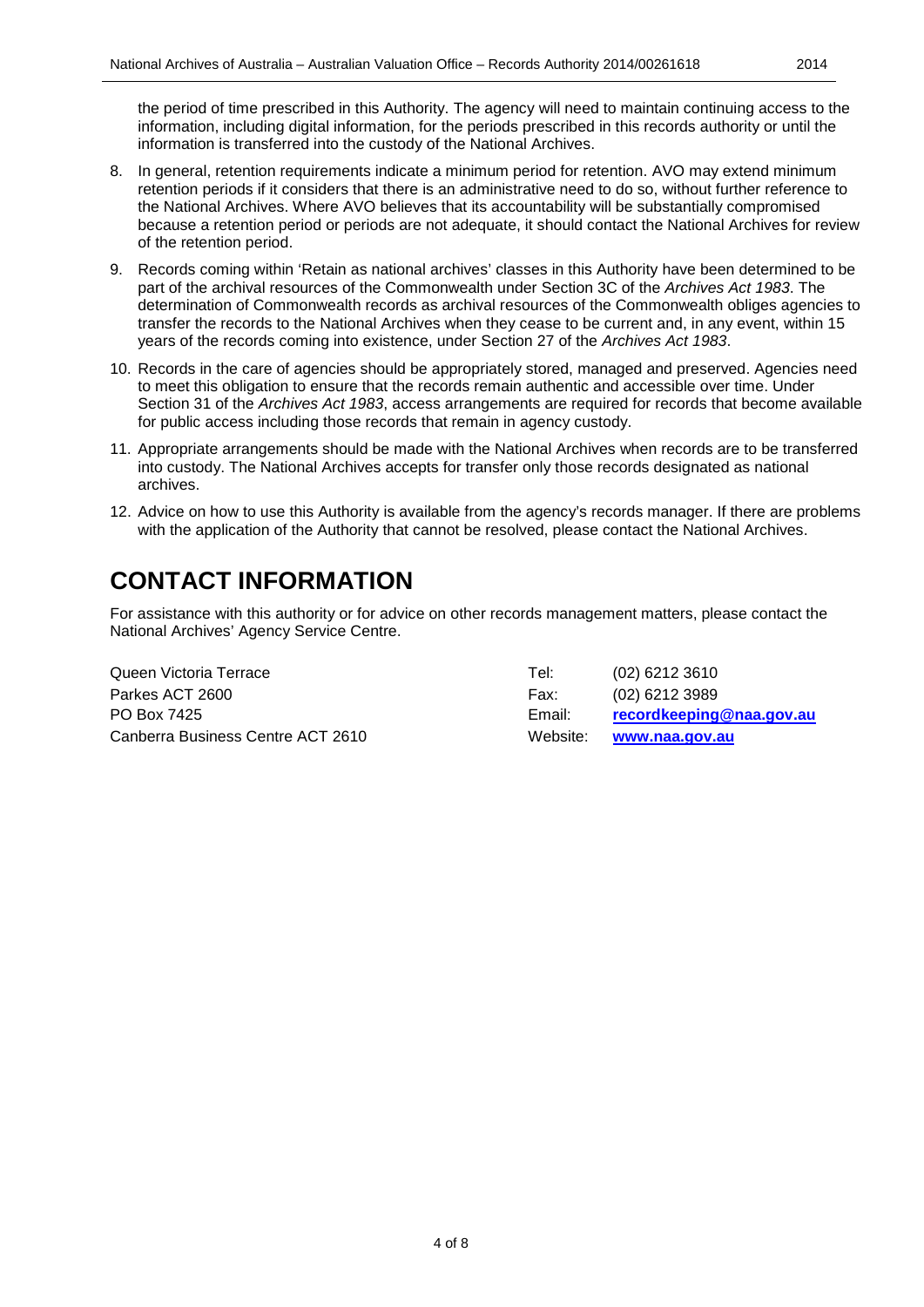the period of time prescribed in this Authority. The agency will need to maintain continuing access to the information, including digital information, for the periods prescribed in this records authority or until the information is transferred into the custody of the National Archives.

8. In general, retention requirements indicate a minimum period for retention. AVO may extend minimum retention periods if it considers that there is an administrative need to do so, without further reference to the National Archives. Where AVO believes that its accountability will be substantially compromised because a retention period or periods are not adequate, it should contact the National Archives for review of the retention period.
9. Records coming within 'Retain as national archives' classes in this Authority have been determined to be part of the archival resources of the Commonwealth under Section 3C of the *Archives Act 1983*. The determination of Commonwealth records as archival resources of the Commonwealth obliges agencies to transfer the records to the National Archives when they cease to be current and, in any event, within 15 years of the records coming into existence, under Section 27 of the *Archives Act 1983*.
10. Records in the care of agencies should be appropriately stored, managed and preserved. Agencies need to meet this obligation to ensure that the records remain authentic and accessible over time. Under Section 31 of the *Archives Act 1983*, access arrangements are required for records that become available for public access including those records that remain in agency custody.
11. Appropriate arrangements should be made with the National Archives when records are to be transferred into custody. The National Archives accepts for transfer only those records designated as national archives.
12. Advice on how to use this Authority is available from the agency's records manager. If there are problems with the application of the Authority that cannot be resolved, please contact the National Archives.

# CONTACT INFORMATION

For assistance with this authority or for advice on other records management matters, please contact the National Archives' Agency Service Centre.

| | | |
|---|---|---|
| Queen Victoria Terrace | Tel: | (02) 6212 3610 |
| Parkes ACT 2600 | Fax: | (02) 6212 3989 |
| PO Box 7425 | Email: | **recordkeeping@naa.gov.au** |
| Canberra Business Centre ACT 2610 | Website: | **www.naa.gov.au** |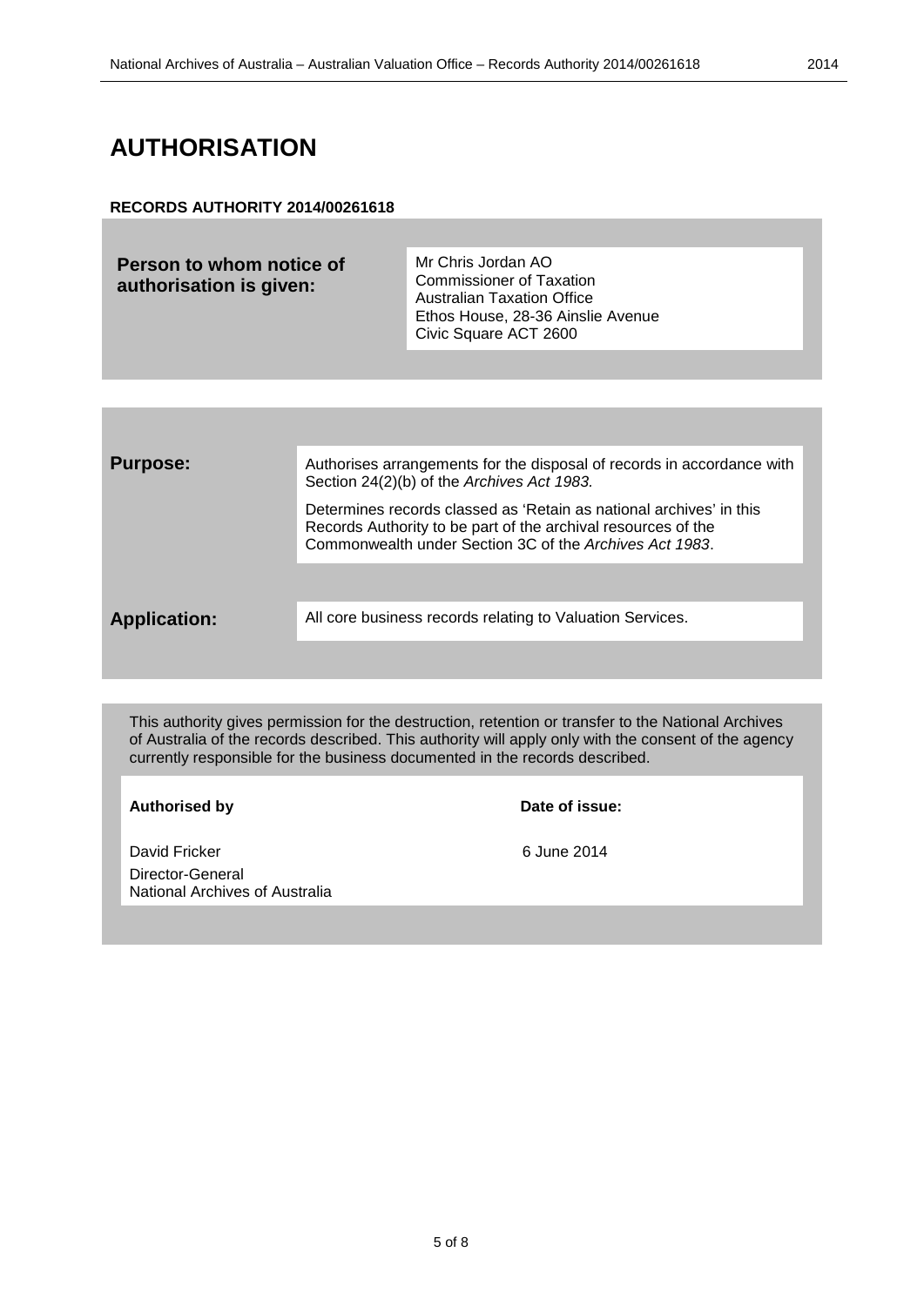# AUTHORISATION

**RECORDS AUTHORITY 2014/00261618**

| **Person to whom notice of authorisation is given:** | Mr Chris Jordan AO<br>Commissioner of Taxation<br>Australian Taxation Office<br>Ethos House, 28-36 Ainslie Avenue<br>Civic Square ACT 2600 |
|---|---|

| | |
|---|---|
| **Purpose:** | Authorises arrangements for the disposal of records in accordance with Section 24(2)(b) of the *Archives Act 1983.*<br><br>Determines records classed as 'Retain as national archives' in this Records Authority to be part of the archival resources of the Commonwealth under Section 3C of the *Archives Act 1983*. |
| **Application:** | All core business records relating to Valuation Services. |

This authority gives permission for the destruction, retention or transfer to the National Archives of Australia of the records described. This authority will apply only with the consent of the agency currently responsible for the business documented in the records described.

| **Authorised by** | **Date of issue:** |
|---|---|
| David Fricker<br>Director-General<br>National Archives of Australia | 6 June 2014 |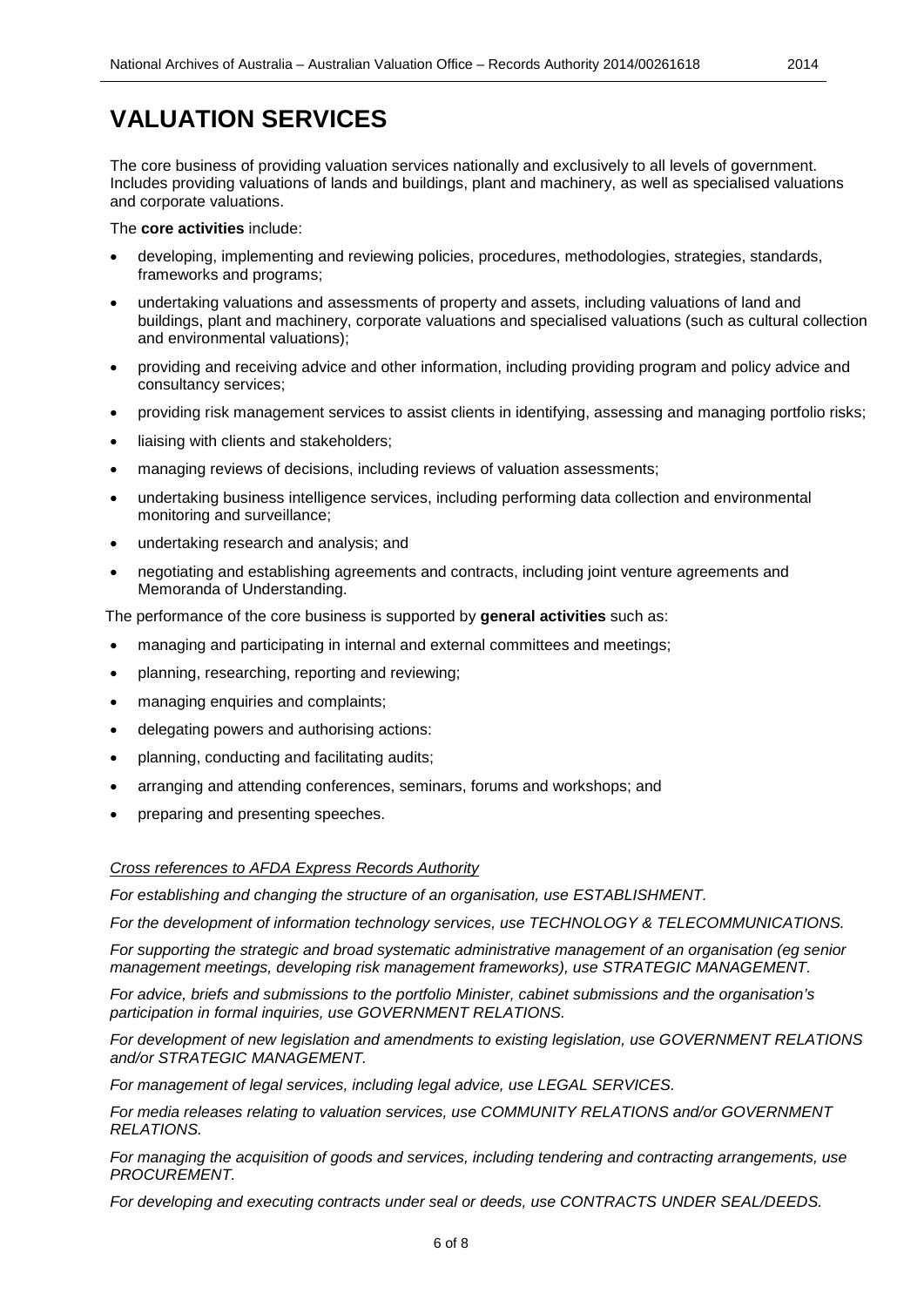# VALUATION SERVICES

The core business of providing valuation services nationally and exclusively to all levels of government. Includes providing valuations of lands and buildings, plant and machinery, as well as specialised valuations and corporate valuations.

The **core activities** include:

- developing, implementing and reviewing policies, procedures, methodologies, strategies, standards, frameworks and programs;
- undertaking valuations and assessments of property and assets, including valuations of land and buildings, plant and machinery, corporate valuations and specialised valuations (such as cultural collection and environmental valuations);
- providing and receiving advice and other information, including providing program and policy advice and consultancy services;
- providing risk management services to assist clients in identifying, assessing and managing portfolio risks;
- liaising with clients and stakeholders;
- managing reviews of decisions, including reviews of valuation assessments;
- undertaking business intelligence services, including performing data collection and environmental monitoring and surveillance;
- undertaking research and analysis; and
- negotiating and establishing agreements and contracts, including joint venture agreements and Memoranda of Understanding.

The performance of the core business is supported by **general activities** such as:

- managing and participating in internal and external committees and meetings;
- planning, researching, reporting and reviewing;
- managing enquiries and complaints;
- delegating powers and authorising actions:
- planning, conducting and facilitating audits;
- arranging and attending conferences, seminars, forums and workshops; and
- preparing and presenting speeches.

*Cross references to AFDA Express Records Authority*

*For establishing and changing the structure of an organisation, use ESTABLISHMENT.*

*For the development of information technology services, use TECHNOLOGY & TELECOMMUNICATIONS.*

*For supporting the strategic and broad systematic administrative management of an organisation (eg senior management meetings, developing risk management frameworks), use STRATEGIC MANAGEMENT.*

*For advice, briefs and submissions to the portfolio Minister, cabinet submissions and the organisation's participation in formal inquiries, use GOVERNMENT RELATIONS.*

*For development of new legislation and amendments to existing legislation, use GOVERNMENT RELATIONS and/or STRATEGIC MANAGEMENT.*

*For management of legal services, including legal advice, use LEGAL SERVICES.*

*For media releases relating to valuation services, use COMMUNITY RELATIONS and/or GOVERNMENT RELATIONS.*

*For managing the acquisition of goods and services, including tendering and contracting arrangements, use PROCUREMENT.*

*For developing and executing contracts under seal or deeds, use CONTRACTS UNDER SEAL/DEEDS.*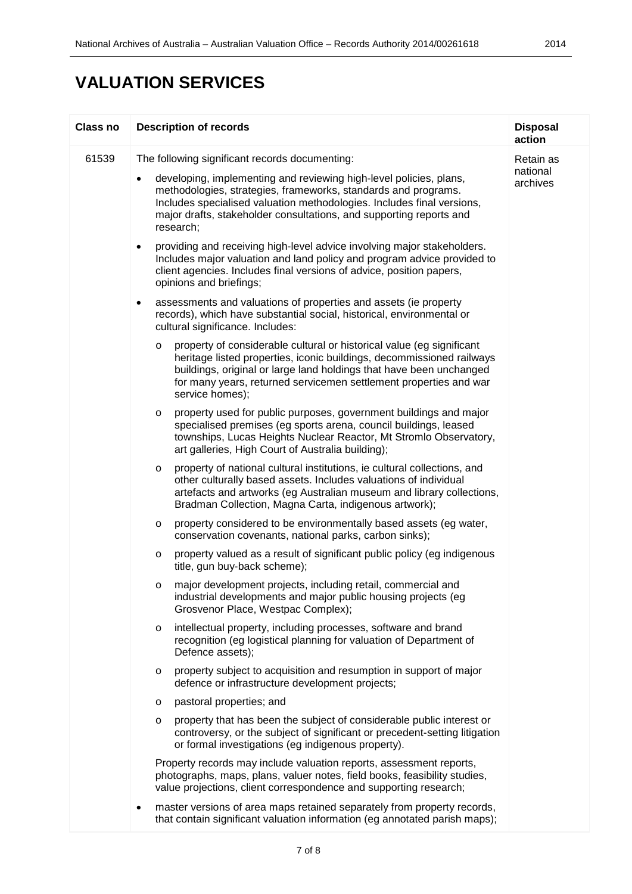# VALUATION SERVICES

| Class no | Description of records | Disposal action |
|---|---|---|
| 61539 | The following significant records documenting:<br>• developing, implementing and reviewing high-level policies, plans, methodologies, strategies, frameworks, standards and programs. Includes specialised valuation methodologies. Includes final versions, major drafts, stakeholder consultations, and supporting reports and research;<br>• providing and receiving high-level advice involving major stakeholders. Includes major valuation and land policy and program advice provided to client agencies. Includes final versions of advice, position papers, opinions and briefings;<br>• assessments and valuations of properties and assets (ie property records), which have substantial social, historical, environmental or cultural significance. Includes:<br>  o property of considerable cultural or historical value (eg significant heritage listed properties, iconic buildings, decommissioned railways buildings, original or large land holdings that have been unchanged for many years, returned servicemen settlement properties and war service homes);<br>  o property used for public purposes, government buildings and major specialised premises (eg sports arena, council buildings, leased townships, Lucas Heights Nuclear Reactor, Mt Stromlo Observatory, art galleries, High Court of Australia building);<br>  o property of national cultural institutions, ie cultural collections, and other culturally based assets. Includes valuations of individual artefacts and artworks (eg Australian museum and library collections, Bradman Collection, Magna Carta, indigenous artwork);<br>  o property considered to be environmentally based assets (eg water, conservation covenants, national parks, carbon sinks);<br>  o property valued as a result of significant public policy (eg indigenous title, gun buy-back scheme);<br>  o major development projects, including retail, commercial and industrial developments and major public housing projects (eg Grosvenor Place, Westpac Complex);<br>  o intellectual property, including processes, software and brand recognition (eg logistical planning for valuation of Department of Defence assets);<br>  o property subject to acquisition and resumption in support of major defence or infrastructure development projects;<br>  o pastoral properties; and<br>  o property that has been the subject of considerable public interest or controversy, or the subject of significant or precedent-setting litigation or formal investigations (eg indigenous property).<br>Property records may include valuation reports, assessment reports, photographs, maps, plans, valuer notes, field books, feasibility studies, value projections, client correspondence and supporting research;<br>• master versions of area maps retained separately from property records, that contain significant valuation information (eg annotated parish maps); | Retain as national archives |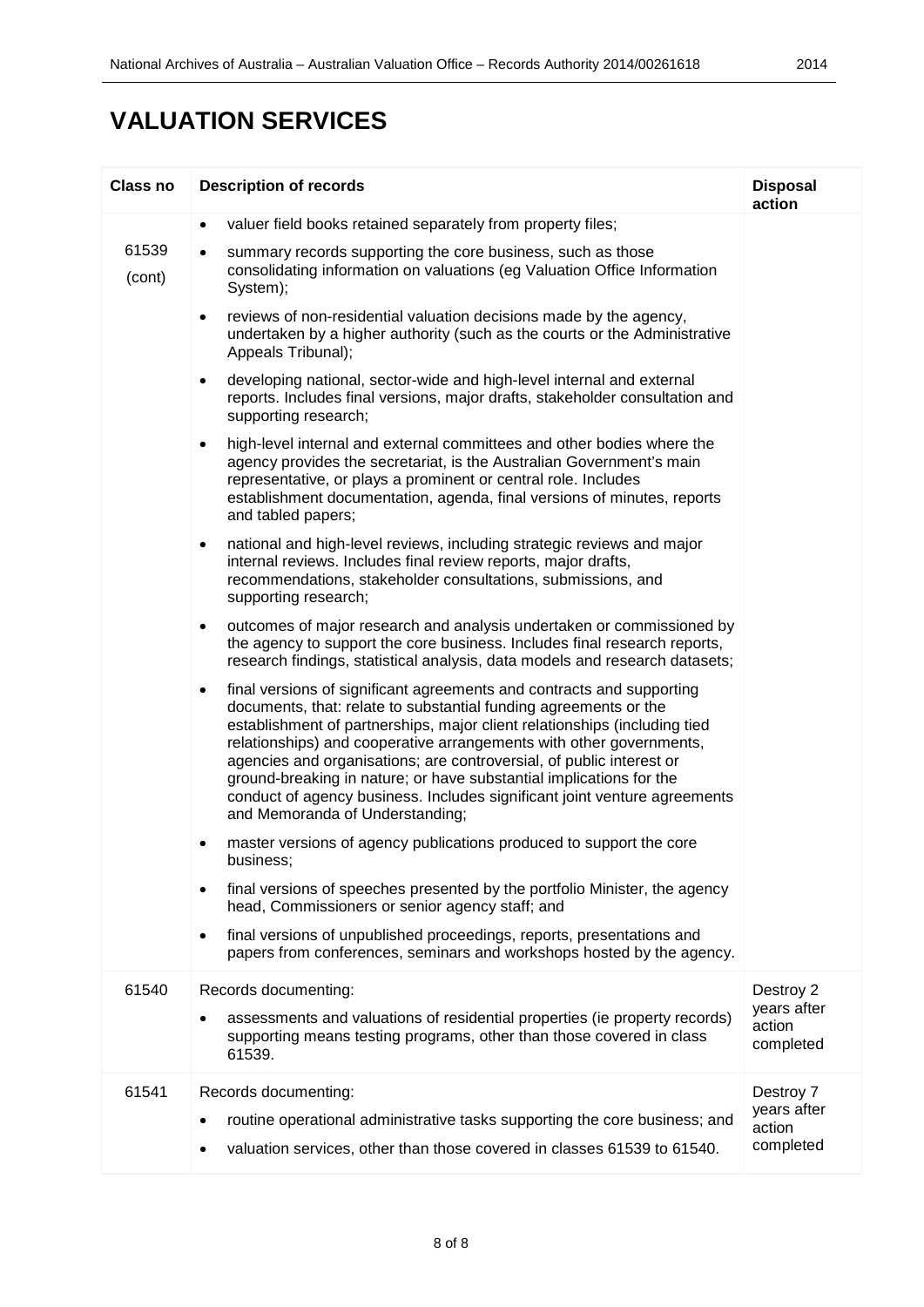# VALUATION SERVICES

| Class no | Description of records | Disposal action |
|---|---|---|
| 61539 (cont) | • valuer field books retained separately from property files;<br>• summary records supporting the core business, such as those consolidating information on valuations (eg Valuation Office Information System);<br>• reviews of non-residential valuation decisions made by the agency, undertaken by a higher authority (such as the courts or the Administrative Appeals Tribunal);<br>• developing national, sector-wide and high-level internal and external reports. Includes final versions, major drafts, stakeholder consultation and supporting research;<br>• high-level internal and external committees and other bodies where the agency provides the secretariat, is the Australian Government's main representative, or plays a prominent or central role. Includes establishment documentation, agenda, final versions of minutes, reports and tabled papers;<br>• national and high-level reviews, including strategic reviews and major internal reviews. Includes final review reports, major drafts, recommendations, stakeholder consultations, submissions, and supporting research;<br>• outcomes of major research and analysis undertaken or commissioned by the agency to support the core business. Includes final research reports, research findings, statistical analysis, data models and research datasets;<br>• final versions of significant agreements and contracts and supporting documents, that: relate to substantial funding agreements or the establishment of partnerships, major client relationships (including tied relationships) and cooperative arrangements with other governments, agencies and organisations; are controversial, of public interest or ground-breaking in nature; or have substantial implications for the conduct of agency business. Includes significant joint venture agreements and Memoranda of Understanding;<br>• master versions of agency publications produced to support the core business;<br>• final versions of speeches presented by the portfolio Minister, the agency head, Commissioners or senior agency staff; and<br>• final versions of unpublished proceedings, reports, presentations and papers from conferences, seminars and workshops hosted by the agency. | |
| 61540 | Records documenting:<br>• assessments and valuations of residential properties (ie property records) supporting means testing programs, other than those covered in class 61539. | Destroy 2 years after action completed |
| 61541 | Records documenting:<br>• routine operational administrative tasks supporting the core business; and<br>• valuation services, other than those covered in classes 61539 to 61540. | Destroy 7 years after action completed |